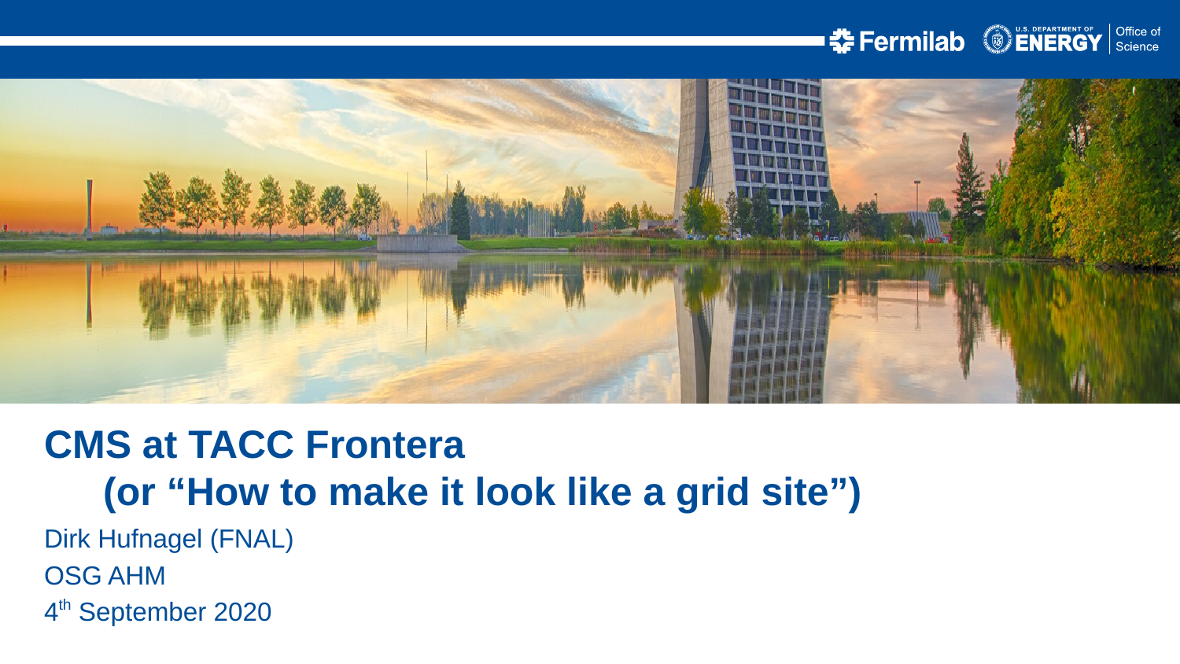# CMS at TACC Frontera
## (or "How to make it look like a grid site")

Dirk Hufnagel (FNAL)

OSG AHM

4th September 2020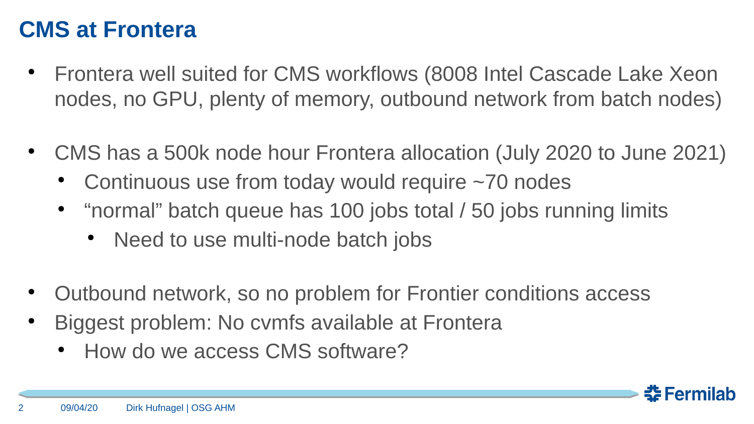# CMS at Frontera

- Frontera well suited for CMS workflows (8008 Intel Cascade Lake Xeon nodes, no GPU, plenty of memory, outbound network from batch nodes)

- CMS has a 500k node hour Frontera allocation (July 2020 to June 2021)
  - Continuous use from today would require ~70 nodes
  - "normal" batch queue has 100 jobs total / 50 jobs running limits
    - Need to use multi-node batch jobs

- Outbound network, so no problem for Frontier conditions access
- Biggest problem: No cvmfs available at Frontera
  - How do we access CMS software?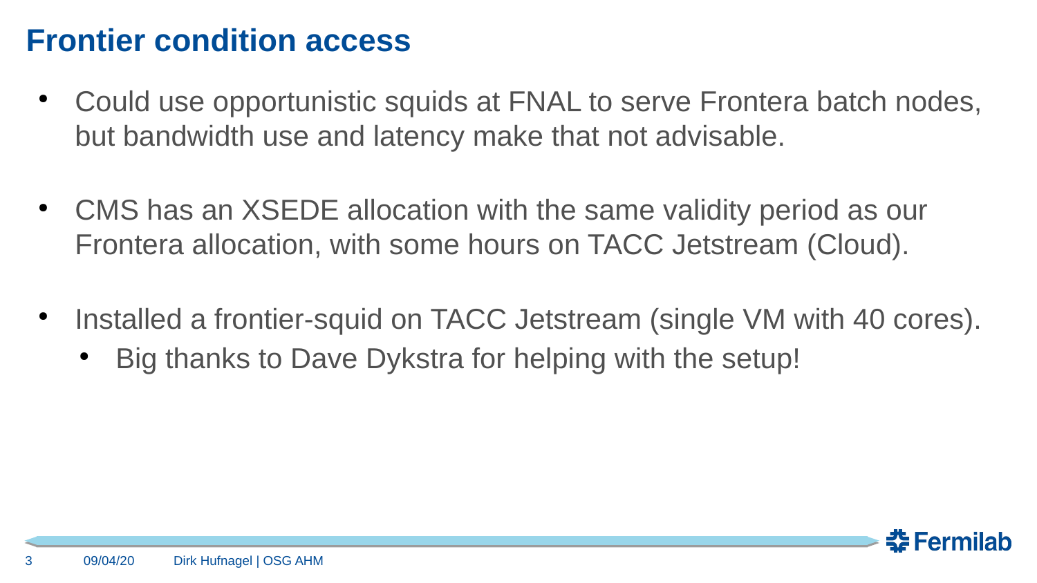# Frontier condition access

- Could use opportunistic squids at FNAL to serve Frontera batch nodes, but bandwidth use and latency make that not advisable.

- CMS has an XSEDE allocation with the same validity period as our Frontera allocation, with some hours on TACC Jetstream (Cloud).

- Installed a frontier-squid on TACC Jetstream (single VM with 40 cores).
  - Big thanks to Dave Dykstra for helping with the setup!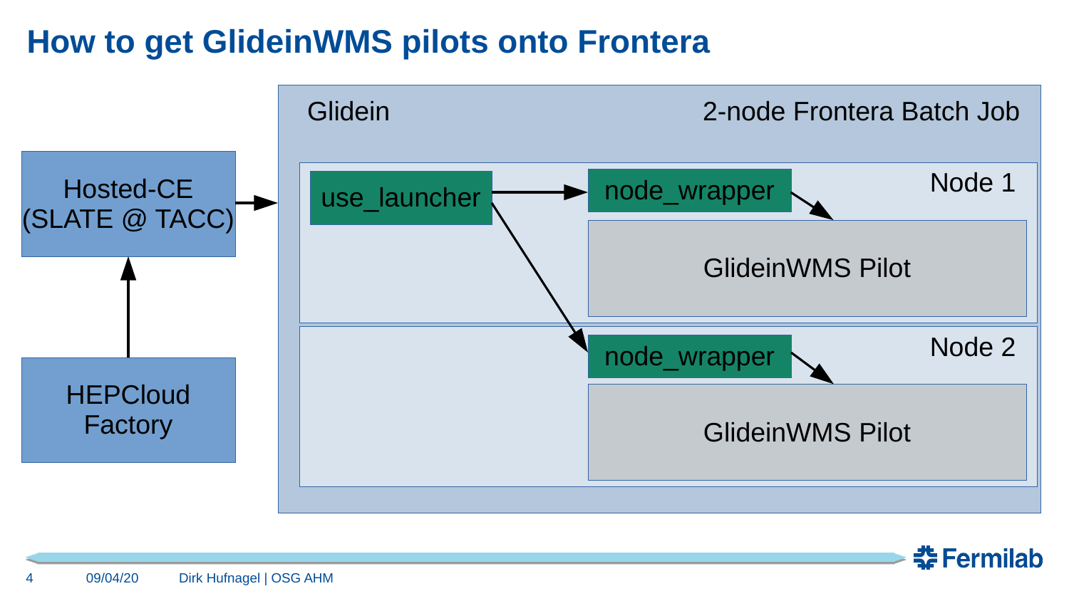# How to get GlideinWMS pilots onto Frontera

Hosted-CE (SLATE @ TACC)

HEPCloud Factory

Glidein

2-node Frontera Batch Job

Node 1

use_launcher

node_wrapper

GlideinWMS Pilot

Node 2

node_wrapper

GlideinWMS Pilot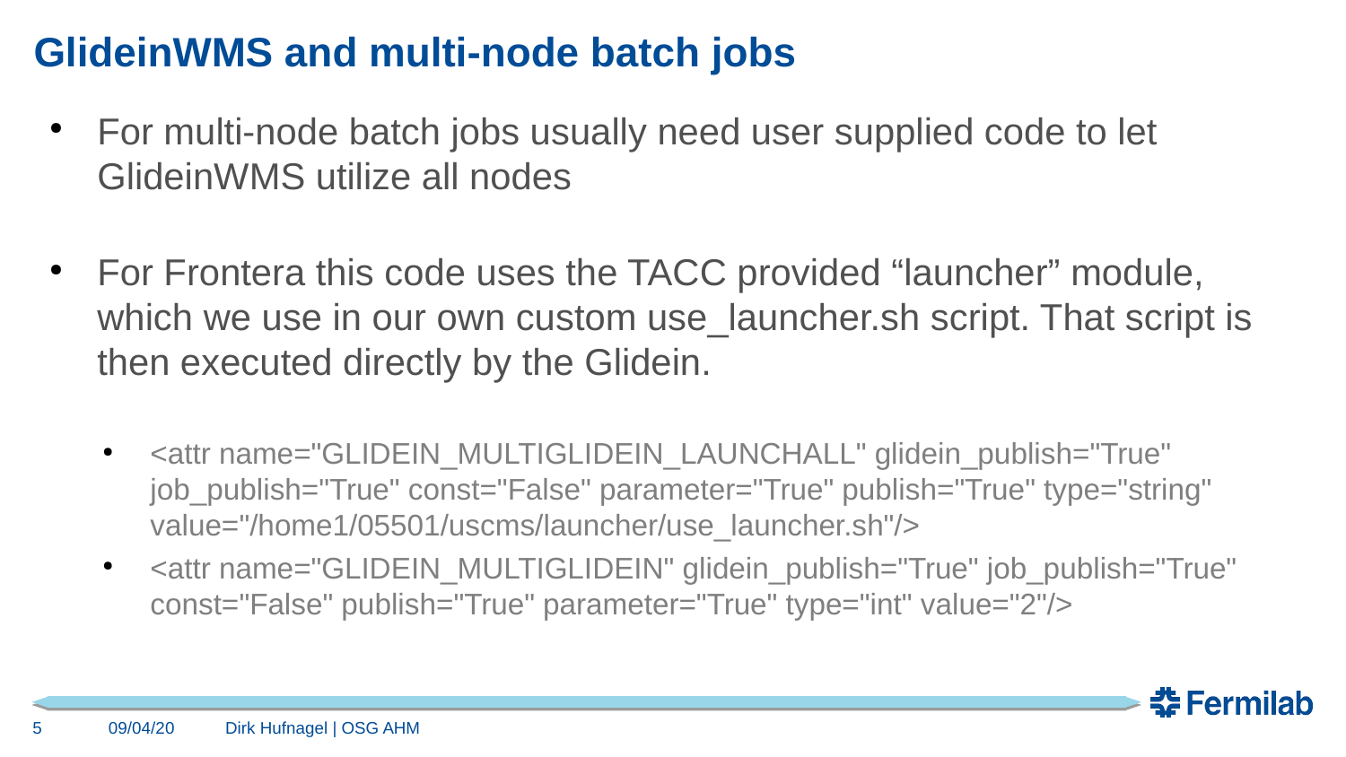# GlideinWMS and multi-node batch jobs

- For multi-node batch jobs usually need user supplied code to let GlideinWMS utilize all nodes

- For Frontera this code uses the TACC provided “launcher” module, which we use in our own custom use_launcher.sh script. That script is then executed directly by the Glidein.

  - <attr name="GLIDEIN_MULTIGLIDEIN_LAUNCHALL" glidein_publish="True" job_publish="True" const="False" parameter="True" publish="True" type="string" value="/home1/05501/uscms/launcher/use_launcher.sh"/>
  - <attr name="GLIDEIN_MULTIGLIDEIN" glidein_publish="True" job_publish="True" const="False" publish="True" parameter="True" type="int" value="2"/>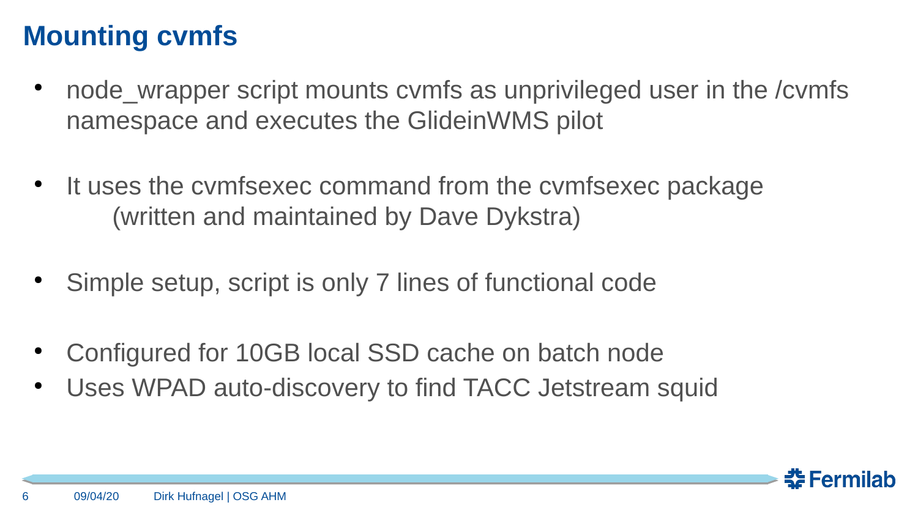# Mounting cvmfs

- node_wrapper script mounts cvmfs as unprivileged user in the /cvmfs namespace and executes the GlideinWMS pilot

- It uses the cvmfsexec command from the cvmfsexec package (written and maintained by Dave Dykstra)

- Simple setup, script is only 7 lines of functional code

- Configured for 10GB local SSD cache on batch node
- Uses WPAD auto-discovery to find TACC Jetstream squid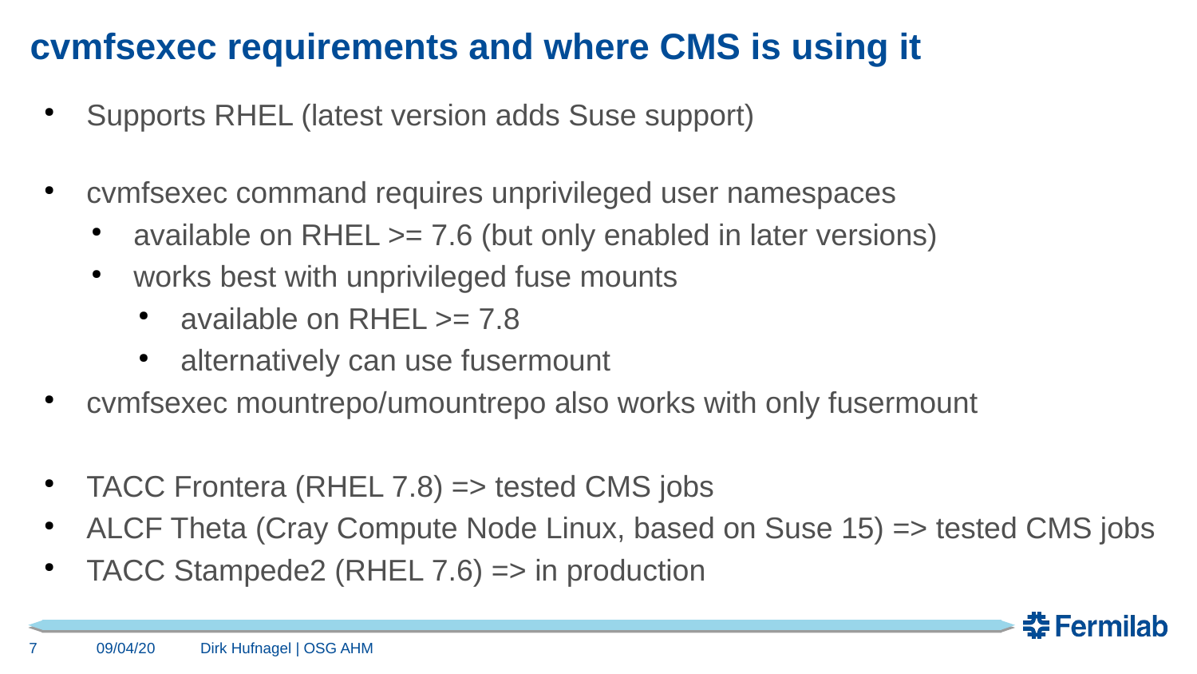# cvmfsexec requirements and where CMS is using it

- Supports RHEL (latest version adds Suse support)

- cvmfsexec command requires unprivileged user namespaces
  - available on RHEL >= 7.6 (but only enabled in later versions)
  - works best with unprivileged fuse mounts
    - available on RHEL >= 7.8
    - alternatively can use fusermount
- cvmfsexec mountrepo/umountrepo also works with only fusermount

- TACC Frontera (RHEL 7.8) => tested CMS jobs
- ALCF Theta (Cray Compute Node Linux, based on Suse 15) => tested CMS jobs
- TACC Stampede2 (RHEL 7.6) => in production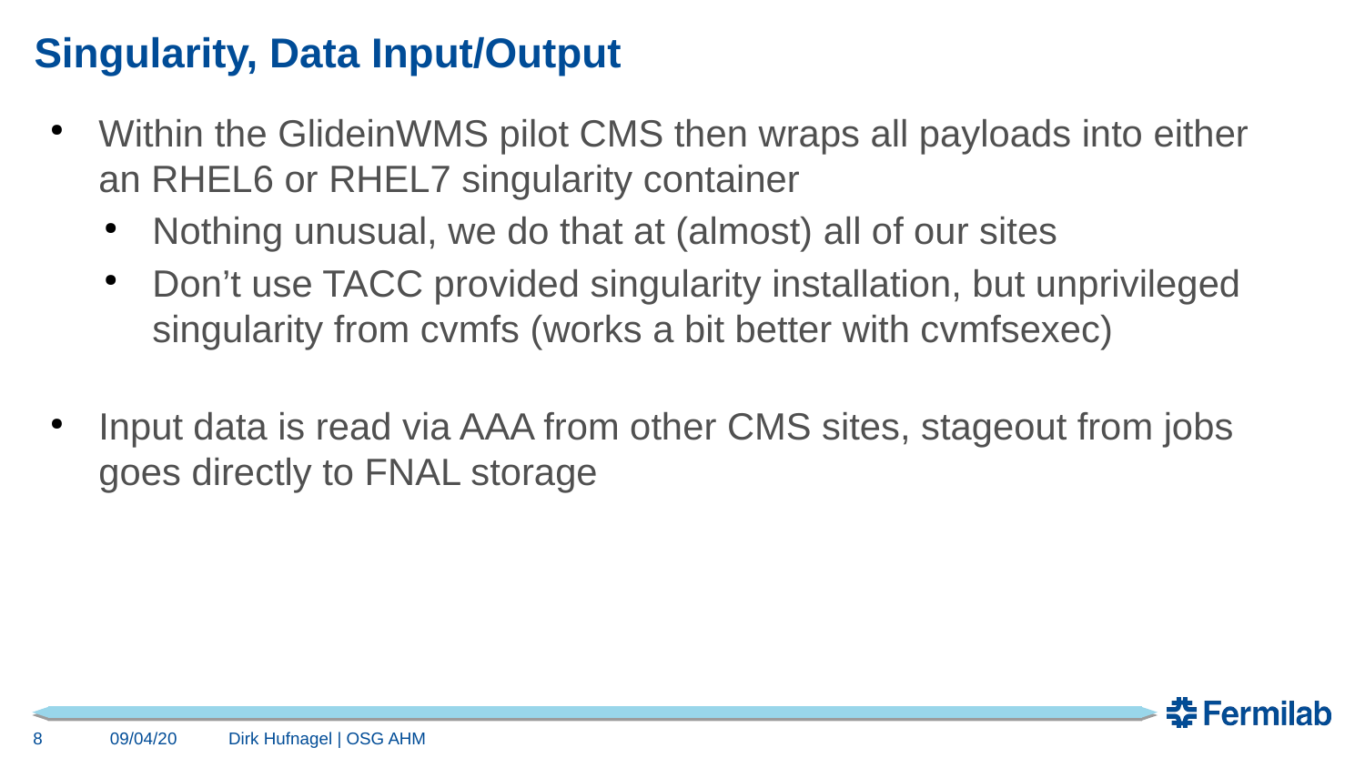# Singularity, Data Input/Output

- Within the GlideinWMS pilot CMS then wraps all payloads into either an RHEL6 or RHEL7 singularity container
  - Nothing unusual, we do that at (almost) all of our sites
  - Don’t use TACC provided singularity installation, but unprivileged singularity from cvmfs (works a bit better with cvmfsexec)

- Input data is read via AAA from other CMS sites, stageout from jobs goes directly to FNAL storage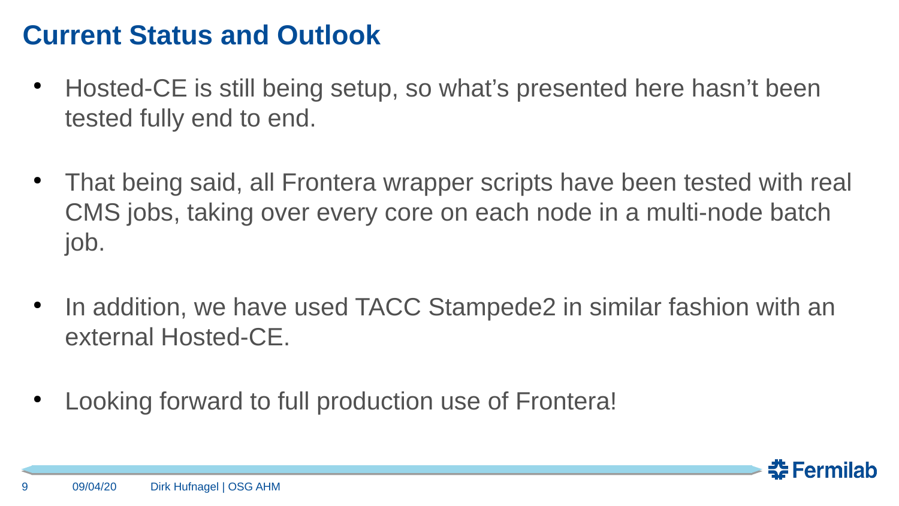# Current Status and Outlook

- Hosted-CE is still being setup, so what's presented here hasn't been tested fully end to end.

- That being said, all Frontera wrapper scripts have been tested with real CMS jobs, taking over every core on each node in a multi-node batch job.

- In addition, we have used TACC Stampede2 in similar fashion with an external Hosted-CE.

- Looking forward to full production use of Frontera!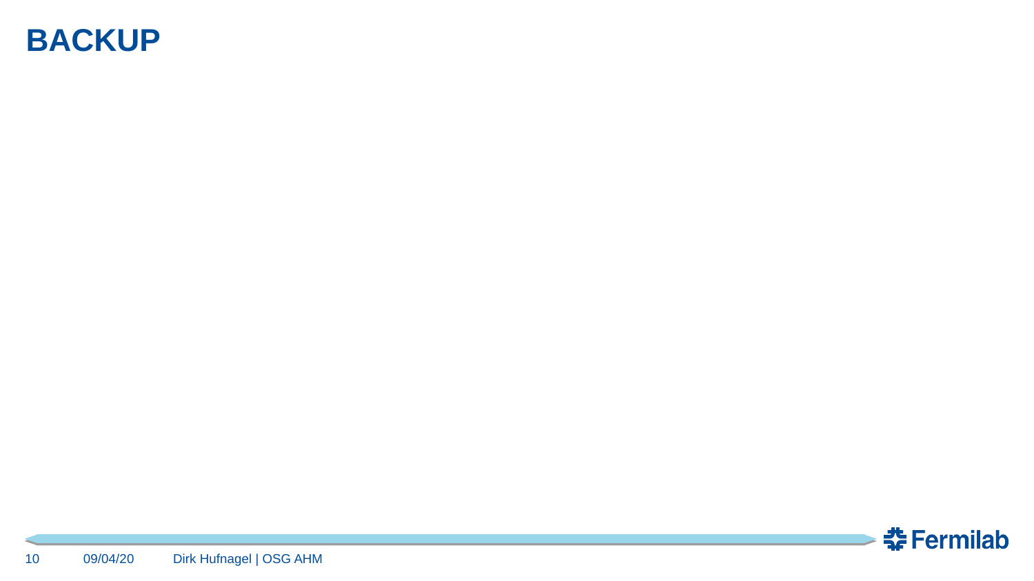# BACKUP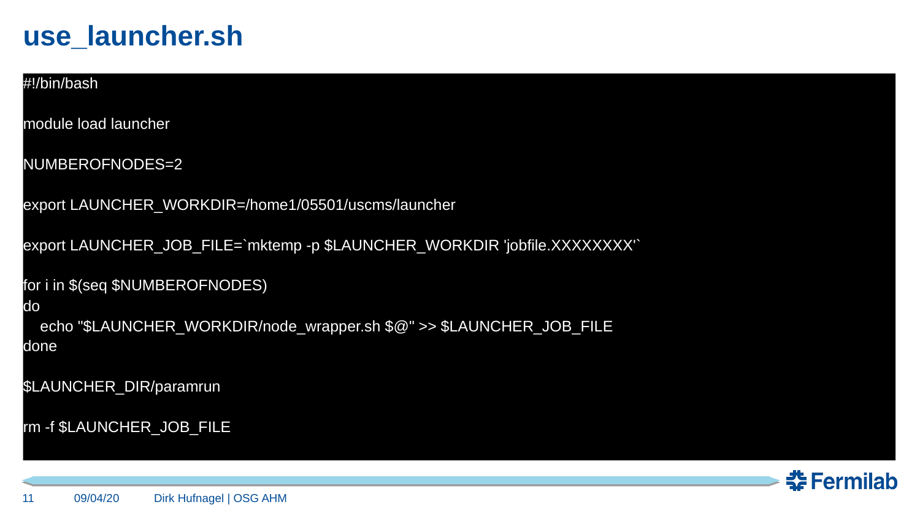# use_launcher.sh

```
#!/bin/bash

module load launcher

NUMBEROFNODES=2

export LAUNCHER_WORKDIR=/home1/05501/uscms/launcher

export LAUNCHER_JOB_FILE=`mktemp -p $LAUNCHER_WORKDIR 'jobfile.XXXXXXXX'`

for i in $(seq $NUMBEROFNODES)
do
   echo "$LAUNCHER_WORKDIR/node_wrapper.sh $@" >> $LAUNCHER_JOB_FILE
done

$LAUNCHER_DIR/paramrun

rm -f $LAUNCHER_JOB_FILE
```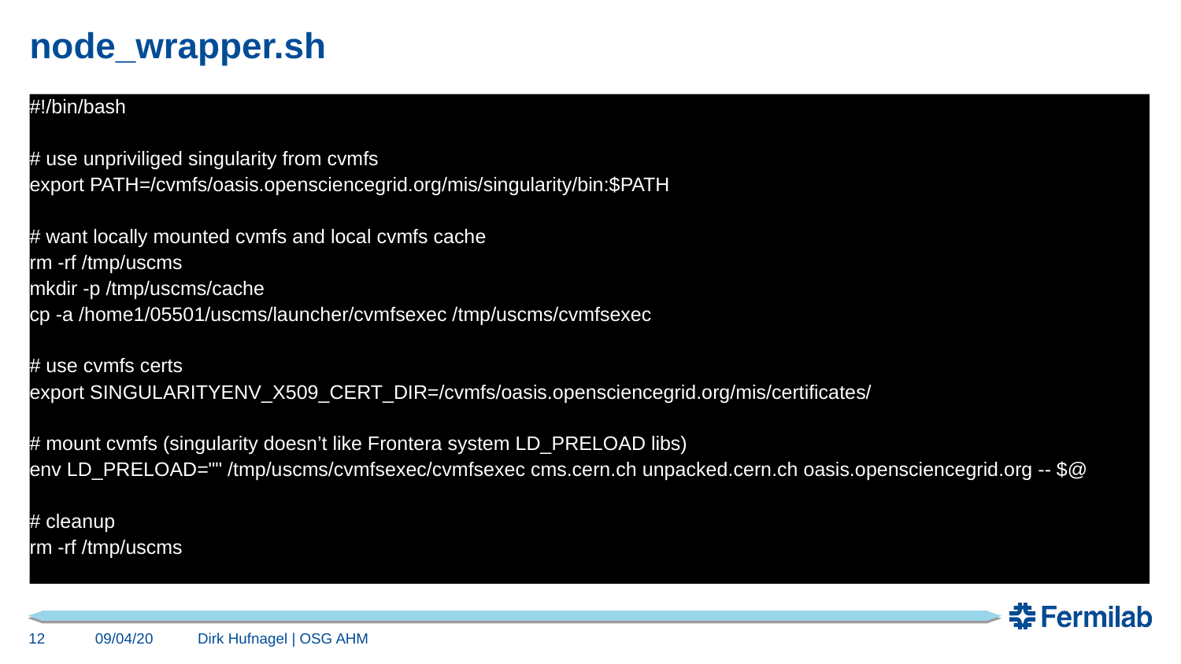# node_wrapper.sh

```
#!/bin/bash

# use unpriviliged singularity from cvmfs
export PATH=/cvmfs/oasis.opensciencegrid.org/mis/singularity/bin:$PATH

# want locally mounted cvmfs and local cvmfs cache
rm -rf /tmp/uscms
mkdir -p /tmp/uscms/cache
cp -a /home1/05501/uscms/launcher/cvmfsexec /tmp/uscms/cvmfsexec

# use cvmfs certs
export SINGULARITYENV_X509_CERT_DIR=/cvmfs/oasis.opensciencegrid.org/mis/certificates/

# mount cvmfs (singularity doesn't like Frontera system LD_PRELOAD libs)
env LD_PRELOAD="" /tmp/uscms/cvmfsexec/cvmfsexec cms.cern.ch unpacked.cern.ch oasis.opensciencegrid.org -- $@

# cleanup
rm -rf /tmp/uscms
```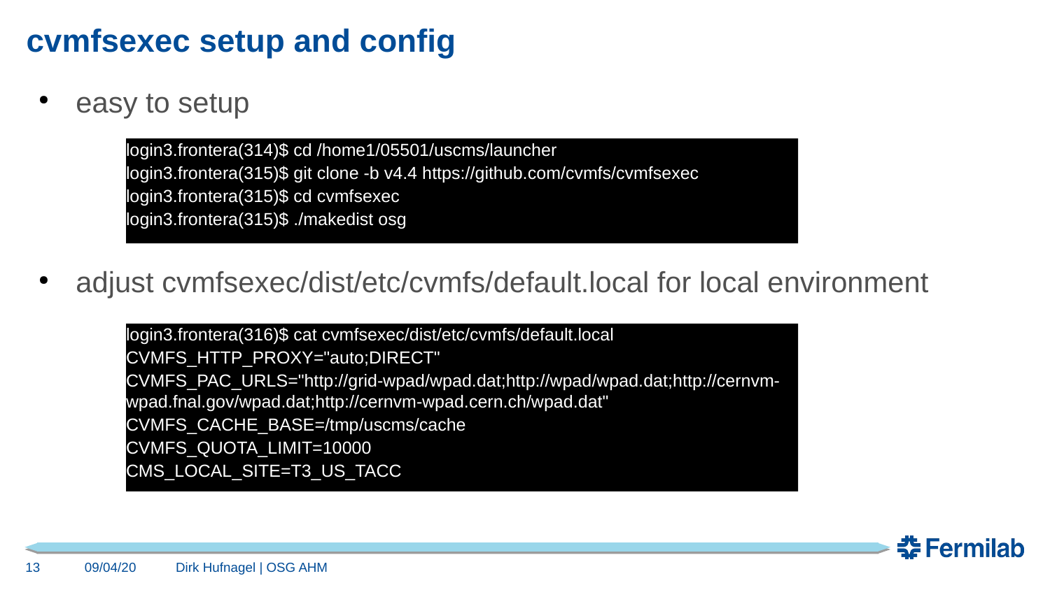# cvmfsexec setup and config

- easy to setup

```
login3.frontera(314)$ cd /home1/05501/uscms/launcher
login3.frontera(315)$ git clone -b v4.4 https://github.com/cvmfs/cvmfsexec
login3.frontera(315)$ cd cvmfsexec
login3.frontera(315)$ ./makedist osg
```

- adjust cvmfsexec/dist/etc/cvmfs/default.local for local environment

```
login3.frontera(316)$ cat cvmfsexec/dist/etc/cvmfs/default.local
CVMFS_HTTP_PROXY="auto;DIRECT"
CVMFS_PAC_URLS="http://grid-wpad/wpad.dat;http://wpad/wpad.dat;http://cernvm-
wpad.fnal.gov/wpad.dat;http://cernvm-wpad.cern.ch/wpad.dat"
CVMFS_CACHE_BASE=/tmp/uscms/cache
CVMFS_QUOTA_LIMIT=10000
CMS_LOCAL_SITE=T3_US_TACC
```